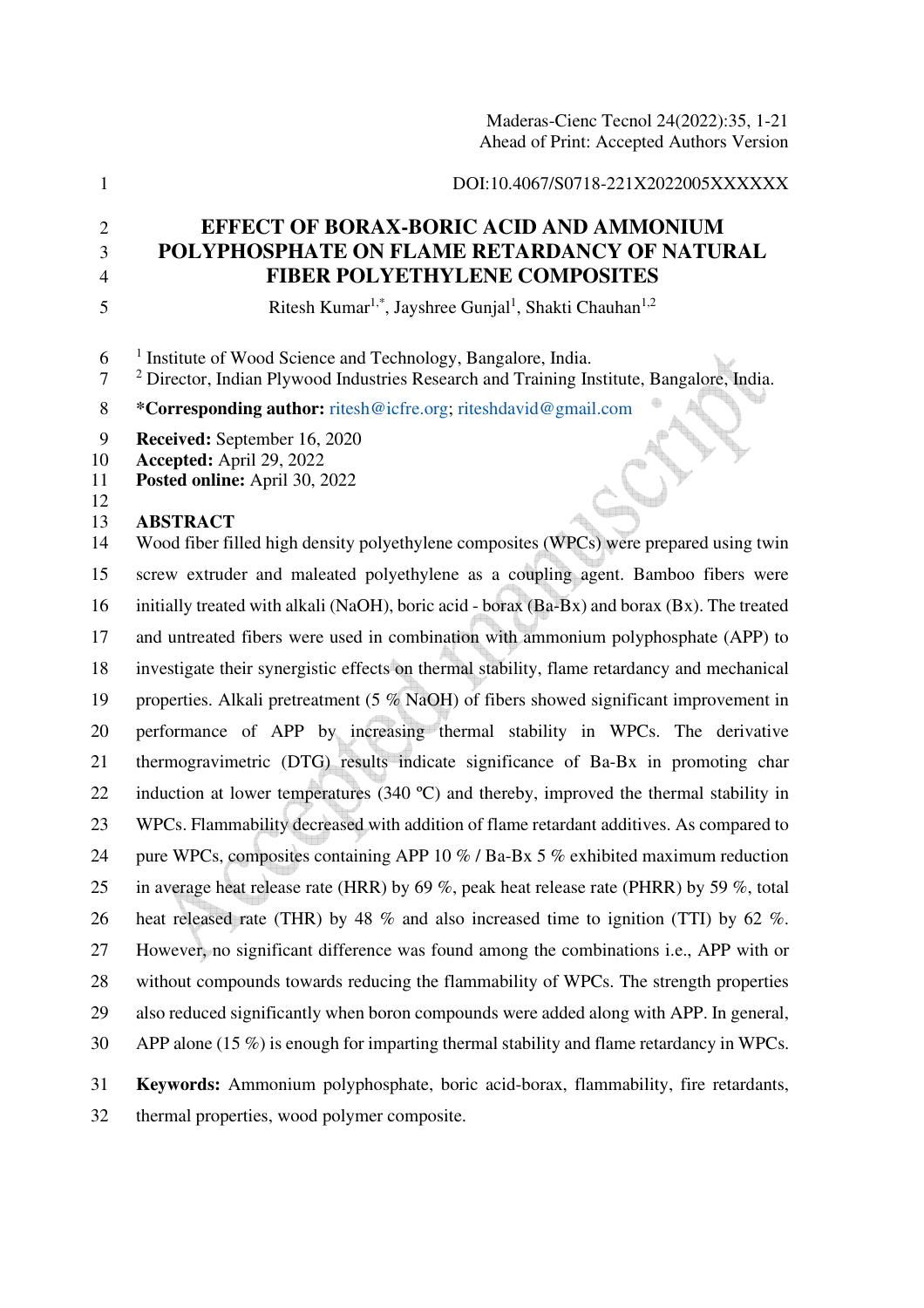DOI:10.4067/S0718-221X2022005XXXXXX

# EFFECT OF BORAX-BORIC ACID AND AMMONIUM POLYPHOSPHATE ON FLAME RETARDANCY OF NATURAL FIBER POLYETHYLENE COMPOSITES

Ritesh Kumar[1,*], Jayshree Gunjal[1], Shakti Chauhan[1,2]

[1] Institute of Wood Science and Technology, Bangalore, India.
[2] Director, Indian Plywood Industries Research and Training Institute, Bangalore, India.

**\*Corresponding author:** ritesh@icfre.org; riteshdavid@gmail.com

**Received:** September 16, 2020
**Accepted:** April 29, 2022
**Posted online:** April 30, 2022

## ABSTRACT

Wood fiber filled high density polyethylene composites (WPCs) were prepared using twin screw extruder and maleated polyethylene as a coupling agent. Bamboo fibers were initially treated with alkali (NaOH), boric acid - borax (Ba-Bx) and borax (Bx). The treated and untreated fibers were used in combination with ammonium polyphosphate (APP) to investigate their synergistic effects on thermal stability, flame retardancy and mechanical properties. Alkali pretreatment (5 % NaOH) of fibers showed significant improvement in performance of APP by increasing thermal stability in WPCs. The derivative thermogravimetric (DTG) results indicate significance of Ba-Bx in promoting char induction at lower temperatures (340 ºC) and thereby, improved the thermal stability in WPCs. Flammability decreased with addition of flame retardant additives. As compared to pure WPCs, composites containing APP 10 % / Ba-Bx 5 % exhibited maximum reduction in average heat release rate (HRR) by 69 %, peak heat release rate (PHRR) by 59 %, total heat released rate (THR) by 48 % and also increased time to ignition (TTI) by 62 %. However, no significant difference was found among the combinations i.e., APP with or without compounds towards reducing the flammability of WPCs. The strength properties also reduced significantly when boron compounds were added along with APP. In general, APP alone (15 %) is enough for imparting thermal stability and flame retardancy in WPCs.

**Keywords:** Ammonium polyphosphate, boric acid-borax, flammability, fire retardants, thermal properties, wood polymer composite.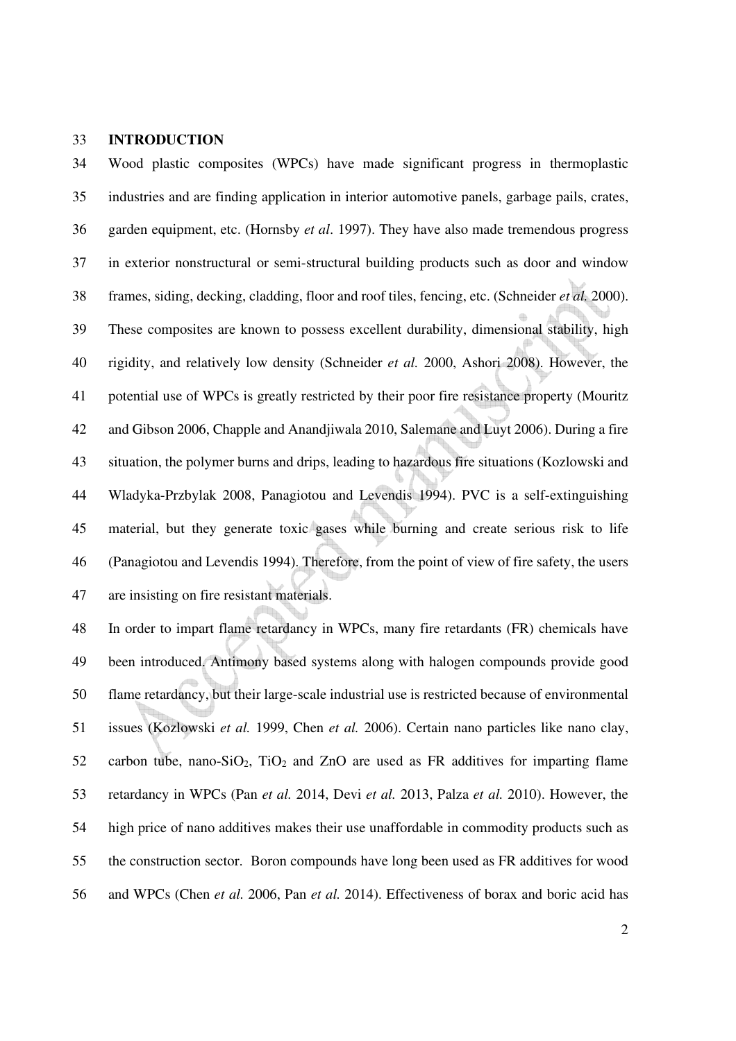## INTRODUCTION

Wood plastic composites (WPCs) have made significant progress in thermoplastic industries and are finding application in interior automotive panels, garbage pails, crates, garden equipment, etc. (Hornsby *et al*. 1997). They have also made tremendous progress in exterior nonstructural or semi-structural building products such as door and window frames, siding, decking, cladding, floor and roof tiles, fencing, etc. (Schneider *et al.* 2000). These composites are known to possess excellent durability, dimensional stability, high rigidity, and relatively low density (Schneider *et al.* 2000, Ashori 2008). However, the potential use of WPCs is greatly restricted by their poor fire resistance property (Mouritz and Gibson 2006, Chapple and Anandjiwala 2010, Salemane and Luyt 2006). During a fire situation, the polymer burns and drips, leading to hazardous fire situations (Kozlowski and Wladyka-Przbylak 2008, Panagiotou and Levendis 1994). PVC is a self-extinguishing material, but they generate toxic gases while burning and create serious risk to life (Panagiotou and Levendis 1994). Therefore, from the point of view of fire safety, the users are insisting on fire resistant materials.

In order to impart flame retardancy in WPCs, many fire retardants (FR) chemicals have been introduced. Antimony based systems along with halogen compounds provide good flame retardancy, but their large-scale industrial use is restricted because of environmental issues (Kozlowski *et al.* 1999, Chen *et al.* 2006). Certain nano particles like nano clay, carbon tube, nano-$SiO_2$, $TiO_2$ and ZnO are used as FR additives for imparting flame retardancy in WPCs (Pan *et al.* 2014, Devi *et al.* 2013, Palza *et al.* 2010). However, the high price of nano additives makes their use unaffordable in commodity products such as the construction sector. Boron compounds have long been used as FR additives for wood and WPCs (Chen *et al.* 2006, Pan *et al.* 2014). Effectiveness of borax and boric acid has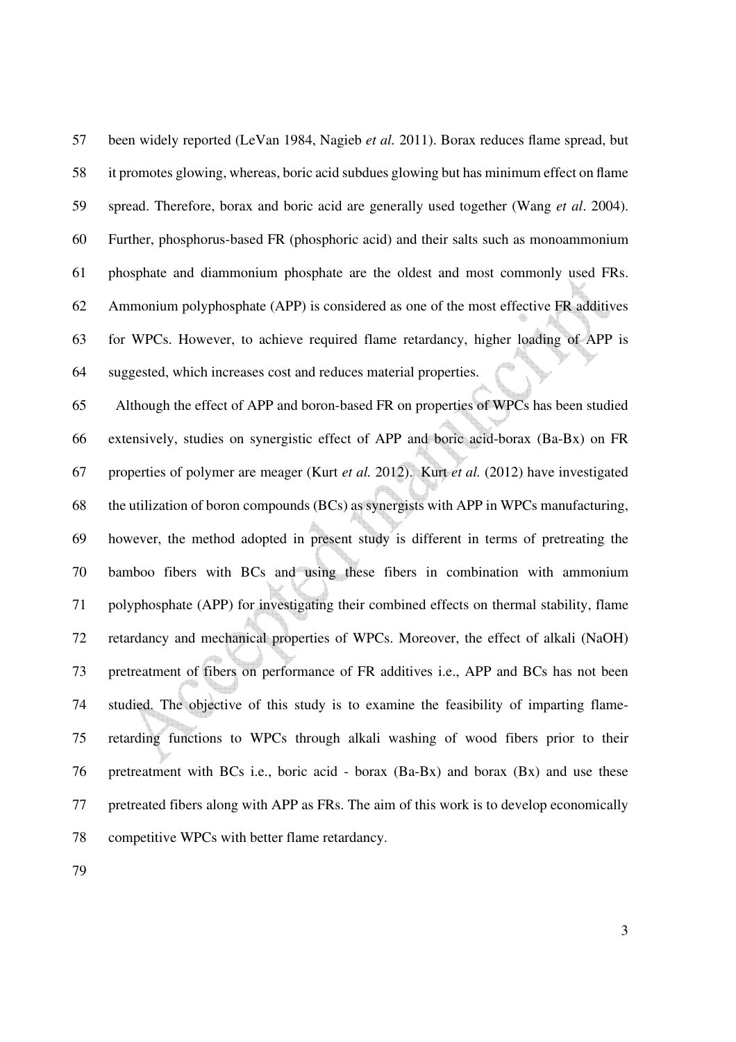been widely reported (LeVan 1984, Nagieb *et al.* 2011). Borax reduces flame spread, but it promotes glowing, whereas, boric acid subdues glowing but has minimum effect on flame spread. Therefore, borax and boric acid are generally used together (Wang *et al*. 2004). Further, phosphorus-based FR (phosphoric acid) and their salts such as monoammonium phosphate and diammonium phosphate are the oldest and most commonly used FRs. Ammonium polyphosphate (APP) is considered as one of the most effective FR additives for WPCs. However, to achieve required flame retardancy, higher loading of APP is suggested, which increases cost and reduces material properties.

Although the effect of APP and boron-based FR on properties of WPCs has been studied extensively, studies on synergistic effect of APP and boric acid-borax (Ba-Bx) on FR properties of polymer are meager (Kurt *et al.* 2012). Kurt *et al.* (2012) have investigated the utilization of boron compounds (BCs) as synergists with APP in WPCs manufacturing, however, the method adopted in present study is different in terms of pretreating the bamboo fibers with BCs and using these fibers in combination with ammonium polyphosphate (APP) for investigating their combined effects on thermal stability, flame retardancy and mechanical properties of WPCs. Moreover, the effect of alkali (NaOH) pretreatment of fibers on performance of FR additives i.e., APP and BCs has not been studied. The objective of this study is to examine the feasibility of imparting flame-retarding functions to WPCs through alkali washing of wood fibers prior to their pretreatment with BCs i.e., boric acid - borax (Ba-Bx) and borax (Bx) and use these pretreated fibers along with APP as FRs. The aim of this work is to develop economically competitive WPCs with better flame retardancy.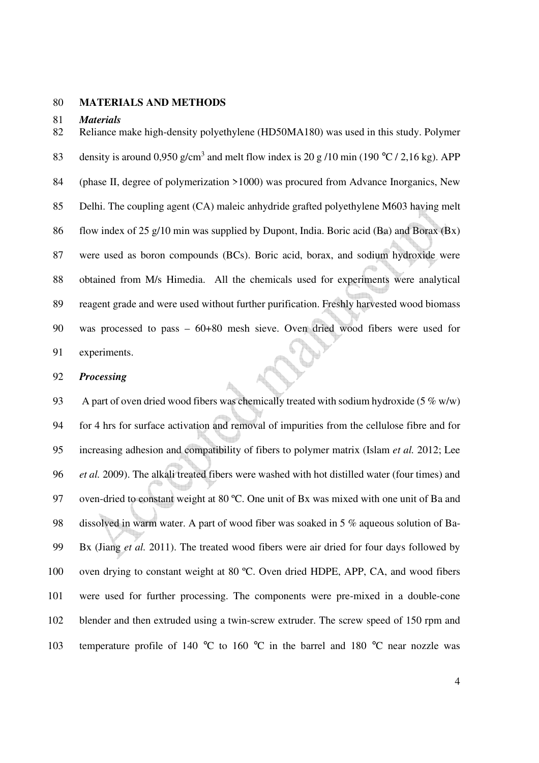## MATERIALS AND METHODS

### *Materials*

Reliance make high-density polyethylene (HD50MA180) was used in this study. Polymer density is around 0,950 g/cm$^3$ and melt flow index is 20 g /10 min (190 °C / 2,16 kg). APP (phase II, degree of polymerization >1000) was procured from Advance Inorganics, New Delhi. The coupling agent (CA) maleic anhydride grafted polyethylene M603 having melt flow index of 25 g/10 min was supplied by Dupont, India. Boric acid (Ba) and Borax (Bx) were used as boron compounds (BCs). Boric acid, borax, and sodium hydroxide were obtained from M/s Himedia. All the chemicals used for experiments were analytical reagent grade and were used without further purification. Freshly harvested wood biomass was processed to pass – 60+80 mesh sieve. Oven dried wood fibers were used for experiments.

### *Processing*

A part of oven dried wood fibers was chemically treated with sodium hydroxide (5 % w/w) for 4 hrs for surface activation and removal of impurities from the cellulose fibre and for increasing adhesion and compatibility of fibers to polymer matrix (Islam *et al.* 2012; Lee *et al.* 2009). The alkali treated fibers were washed with hot distilled water (four times) and oven-dried to constant weight at 80 ºC. One unit of Bx was mixed with one unit of Ba and dissolved in warm water. A part of wood fiber was soaked in 5 % aqueous solution of Ba-Bx (Jiang *et al.* 2011). The treated wood fibers were air dried for four days followed by oven drying to constant weight at 80 ºC. Oven dried HDPE, APP, CA, and wood fibers were used for further processing. The components were pre-mixed in a double-cone blender and then extruded using a twin-screw extruder. The screw speed of 150 rpm and temperature profile of 140 °C to 160 °C in the barrel and 180 °C near nozzle was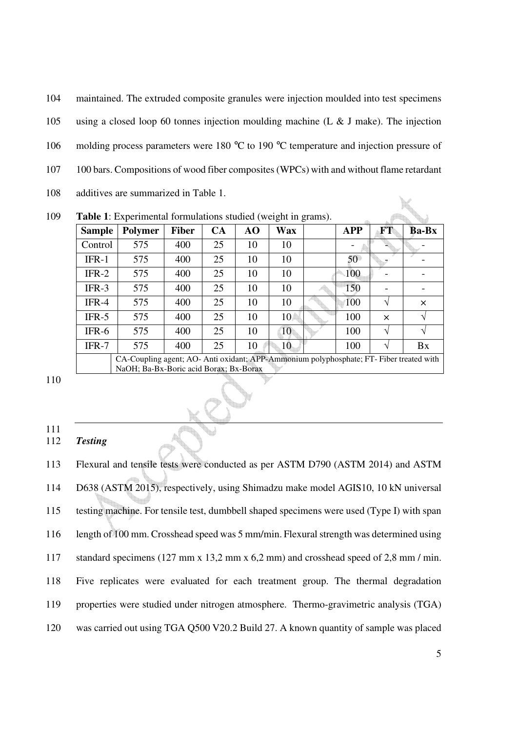maintained. The extruded composite granules were injection moulded into test specimens using a closed loop 60 tonnes injection moulding machine (L & J make). The injection molding process parameters were 180 °C to 190 °C temperature and injection pressure of 100 bars. Compositions of wood fiber composites (WPCs) with and without flame retardant additives are summarized in Table 1.

**Table 1**: Experimental formulations studied (weight in grams).

| Sample | Polymer | Fiber | CA | AO | Wax | | APP | FT | Ba-Bx |
|---|---|---|---|---|---|---|---|---|---|
| Control | 575 | 400 | 25 | 10 | 10 | | - | - | - |
| IFR-1 | 575 | 400 | 25 | 10 | 10 | | 50 | - | - |
| IFR-2 | 575 | 400 | 25 | 10 | 10 | | 100 | - | - |
| IFR-3 | 575 | 400 | 25 | 10 | 10 | | 150 | - | - |
| IFR-4 | 575 | 400 | 25 | 10 | 10 | | 100 | √ | × |
| IFR-5 | 575 | 400 | 25 | 10 | 10 | | 100 | × | √ |
| IFR-6 | 575 | 400 | 25 | 10 | 10 | | 100 | √ | √ |
| IFR-7 | 575 | 400 | 25 | 10 | 10 | | 100 | √ | Bx |

CA-Coupling agent; AO- Anti oxidant; APP-Ammonium polyphosphate; FT- Fiber treated with NaOH; Ba-Bx-Boric acid Borax; Bx-Borax

***Testing***

Flexural and tensile tests were conducted as per ASTM D790 (ASTM 2014) and ASTM D638 (ASTM 2015), respectively, using Shimadzu make model AGIS10, 10 kN universal testing machine. For tensile test, dumbbell shaped specimens were used (Type I) with span length of 100 mm. Crosshead speed was 5 mm/min. Flexural strength was determined using standard specimens (127 mm x 13,2 mm x 6,2 mm) and crosshead speed of 2,8 mm / min. Five replicates were evaluated for each treatment group. The thermal degradation properties were studied under nitrogen atmosphere. Thermo-gravimetric analysis (TGA) was carried out using TGA Q500 V20.2 Build 27. A known quantity of sample was placed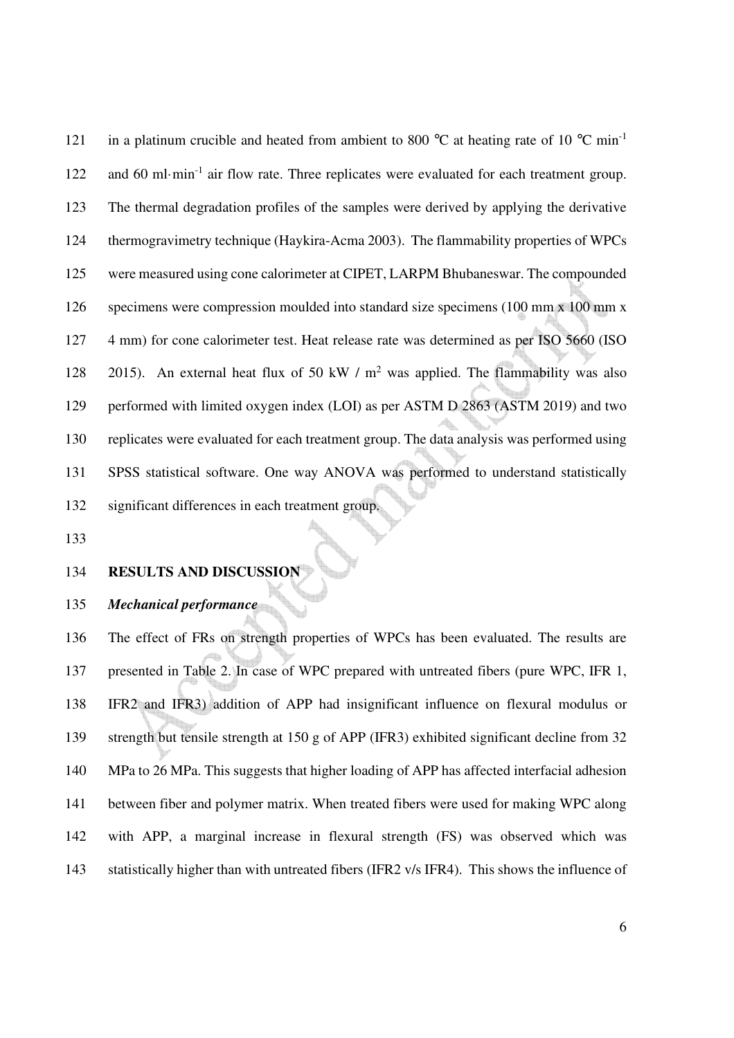in a platinum crucible and heated from ambient to 800 °C at heating rate of 10 °C $min^{-1}$ and 60 $ml \cdot min^{-1}$ air flow rate. Three replicates were evaluated for each treatment group. The thermal degradation profiles of the samples were derived by applying the derivative thermogravimetry technique (Haykira-Acma 2003). The flammability properties of WPCs were measured using cone calorimeter at CIPET, LARPM Bhubaneswar. The compounded specimens were compression moulded into standard size specimens (100 mm x 100 mm x 4 mm) for cone calorimeter test. Heat release rate was determined as per ISO 5660 (ISO 2015). An external heat flux of 50 kW / $m^2$ was applied. The flammability was also performed with limited oxygen index (LOI) as per ASTM D 2863 (ASTM 2019) and two replicates were evaluated for each treatment group. The data analysis was performed using SPSS statistical software. One way ANOVA was performed to understand statistically significant differences in each treatment group.

## RESULTS AND DISCUSSION

### *Mechanical performance*

The effect of FRs on strength properties of WPCs has been evaluated. The results are presented in Table 2. In case of WPC prepared with untreated fibers (pure WPC, IFR 1, IFR2 and IFR3) addition of APP had insignificant influence on flexural modulus or strength but tensile strength at 150 g of APP (IFR3) exhibited significant decline from 32 MPa to 26 MPa. This suggests that higher loading of APP has affected interfacial adhesion between fiber and polymer matrix. When treated fibers were used for making WPC along with APP, a marginal increase in flexural strength (FS) was observed which was statistically higher than with untreated fibers (IFR2 v/s IFR4). This shows the influence of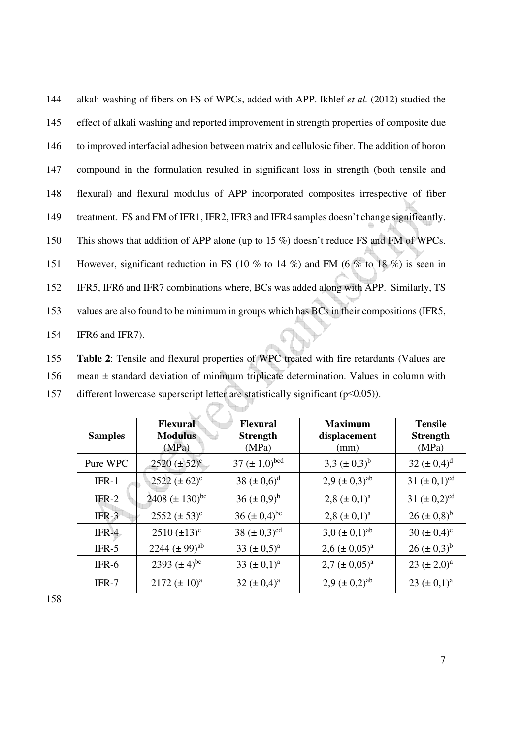alkali washing of fibers on FS of WPCs, added with APP. Ikhlef *et al.* (2012) studied the effect of alkali washing and reported improvement in strength properties of composite due to improved interfacial adhesion between matrix and cellulosic fiber. The addition of boron compound in the formulation resulted in significant loss in strength (both tensile and flexural) and flexural modulus of APP incorporated composites irrespective of fiber treatment. FS and FM of IFR1, IFR2, IFR3 and IFR4 samples doesn't change significantly. This shows that addition of APP alone (up to 15 %) doesn't reduce FS and FM of WPCs. However, significant reduction in FS (10 % to 14 %) and FM (6 % to 18 %) is seen in IFR5, IFR6 and IFR7 combinations where, BCs was added along with APP. Similarly, TS values are also found to be minimum in groups which has BCs in their compositions (IFR5, IFR6 and IFR7).

**Table 2**: Tensile and flexural properties of WPC treated with fire retardants (Values are mean ± standard deviation of minimum triplicate determination. Values in column with different lowercase superscript letter are statistically significant ($p<0.05$)).

| Samples | Flexural Modulus (MPa) | Flexural Strength (MPa) | Maximum displacement (mm) | Tensile Strength (MPa) |
|---|---|---|---|---|
| Pure WPC | 2520 (± 52)$^{c}$ | 37 (± 1,0)$^{bcd}$ | 3,3 (± 0,3)$^{b}$ | 32 (± 0,4)$^{d}$ |
| IFR-1 | 2522 (± 62)$^{c}$ | 38 (± 0,6)$^{d}$ | 2,9 (± 0,3)$^{ab}$ | 31 (± 0,1)$^{cd}$ |
| IFR-2 | 2408 (± 130)$^{bc}$ | 36 (± 0,9)$^{b}$ | 2,8 (± 0,1)$^{a}$ | 31 (± 0,2)$^{cd}$ |
| IFR-3 | 2552 (± 53)$^{c}$ | 36 (± 0,4)$^{bc}$ | 2,8 (± 0,1)$^{a}$ | 26 (± 0,8)$^{b}$ |
| IFR-4 | 2510 (±13)$^{c}$ | 38 (± 0,3)$^{cd}$ | 3,0 (± 0,1)$^{ab}$ | 30 (± 0,4)$^{c}$ |
| IFR-5 | 2244 (± 99)$^{ab}$ | 33 (± 0,5)$^{a}$ | 2,6 (± 0,05)$^{a}$ | 26 (± 0,3)$^{b}$ |
| IFR-6 | 2393 (± 4)$^{bc}$ | 33 (± 0,1)$^{a}$ | 2,7 (± 0,05)$^{a}$ | 23 (± 2,0)$^{a}$ |
| IFR-7 | 2172 (± 10)$^{a}$ | 32 (± 0,4)$^{a}$ | 2,9 (± 0,2)$^{ab}$ | 23 (± 0,1)$^{a}$ |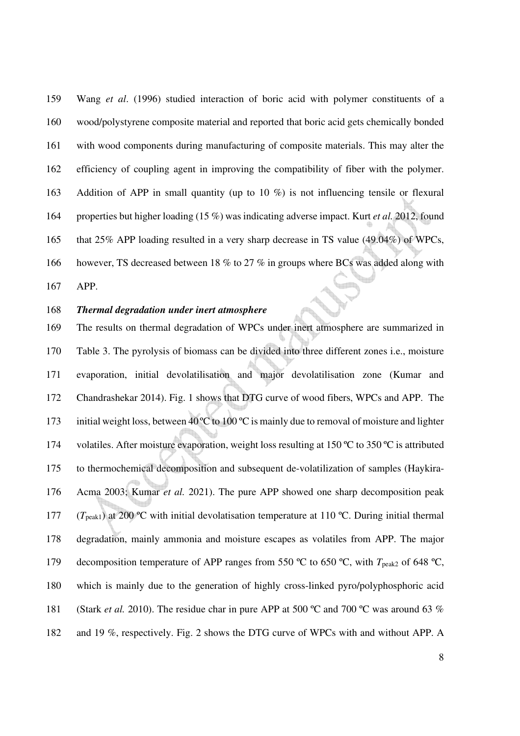Wang *et al*. (1996) studied interaction of boric acid with polymer constituents of a wood/polystyrene composite material and reported that boric acid gets chemically bonded with wood components during manufacturing of composite materials. This may alter the efficiency of coupling agent in improving the compatibility of fiber with the polymer. Addition of APP in small quantity (up to 10 %) is not influencing tensile or flexural properties but higher loading (15 %) was indicating adverse impact. Kurt *et al.* 2012, found that 25% APP loading resulted in a very sharp decrease in TS value (49.04%) of WPCs, however, TS decreased between 18 % to 27 % in groups where BCs was added along with APP.

***Thermal degradation under inert atmosphere***

The results on thermal degradation of WPCs under inert atmosphere are summarized in Table 3. The pyrolysis of biomass can be divided into three different zones i.e., moisture evaporation, initial devolatilisation and major devolatilisation zone (Kumar and Chandrashekar 2014). Fig. 1 shows that DTG curve of wood fibers, WPCs and APP. The initial weight loss, between 40 ºC to 100 ºC is mainly due to removal of moisture and lighter volatiles. After moisture evaporation, weight loss resulting at 150 ºC to 350 ºC is attributed to thermochemical decomposition and subsequent de-volatilization of samples (Haykira-Acma 2003; Kumar *et al.* 2021). The pure APP showed one sharp decomposition peak ($T_{peak1}$) at 200 ºC with initial devolatisation temperature at 110 ºC. During initial thermal degradation, mainly ammonia and moisture escapes as volatiles from APP. The major decomposition temperature of APP ranges from 550 ºC to 650 ºC, with $T_{peak2}$ of 648 ºC, which is mainly due to the generation of highly cross-linked pyro/polyphosphoric acid (Stark *et al.* 2010). The residue char in pure APP at 500 ºC and 700 ºC was around 63 % and 19 %, respectively. Fig. 2 shows the DTG curve of WPCs with and without APP. A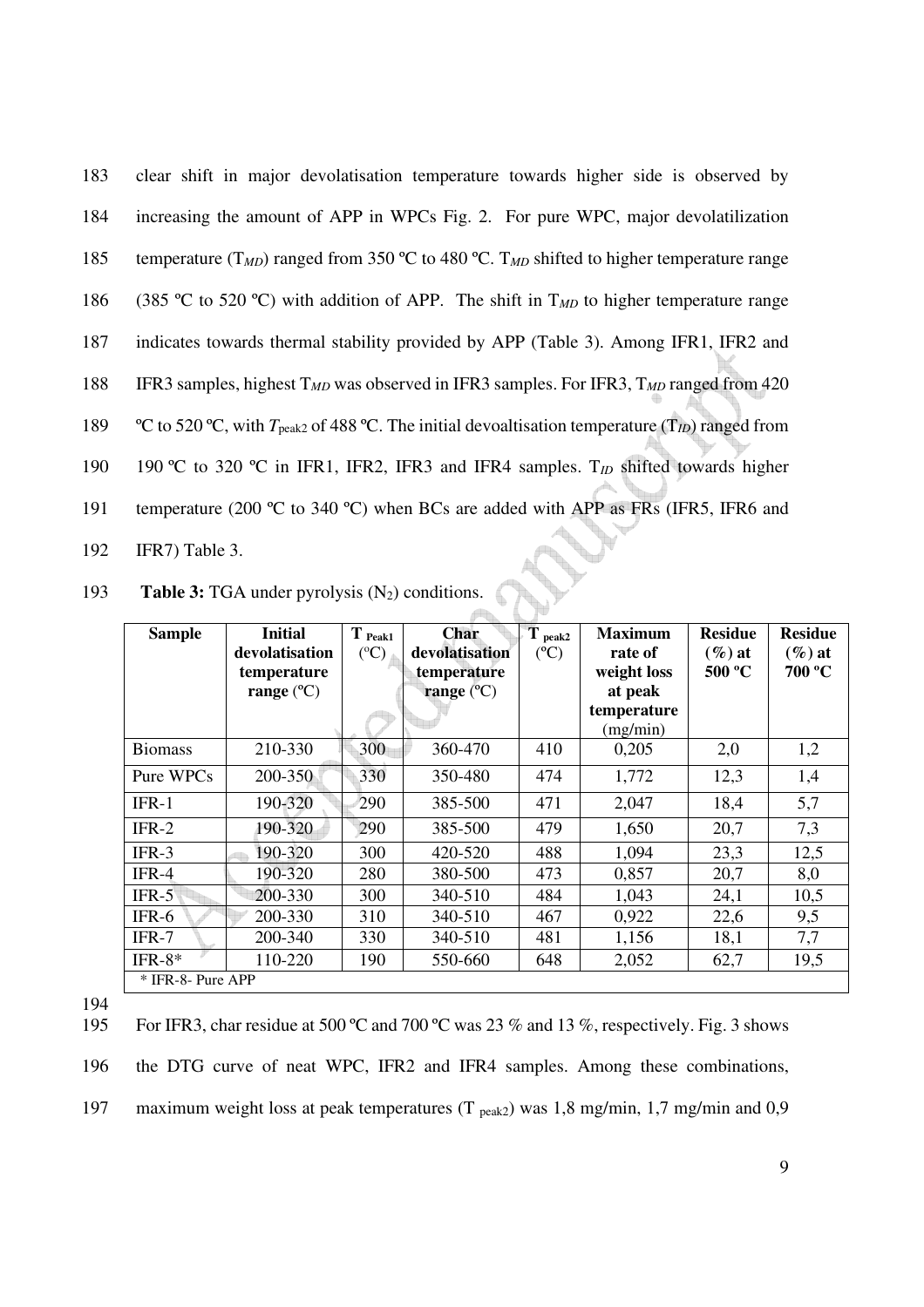clear shift in major devolatisation temperature towards higher side is observed by increasing the amount of APP in WPCs Fig. 2. For pure WPC, major devolatilization temperature ($T_{MD}$) ranged from 350 ºC to 480 ºC. $T_{MD}$ shifted to higher temperature range (385 ºC to 520 ºC) with addition of APP. The shift in $T_{MD}$ to higher temperature range indicates towards thermal stability provided by APP (Table 3). Among IFR1, IFR2 and IFR3 samples, highest $T_{MD}$ was observed in IFR3 samples. For IFR3, $T_{MD}$ ranged from 420 ºC to 520 ºC, with $T_{peak2}$ of 488 ºC. The initial devoaltisation temperature ($T_{ID}$) ranged from 190 ºC to 320 ºC in IFR1, IFR2, IFR3 and IFR4 samples. $T_{ID}$ shifted towards higher temperature (200 ºC to 340 ºC) when BCs are added with APP as FRs (IFR5, IFR6 and IFR7) Table 3.

**Table 3:** TGA under pyrolysis ($N_2$) conditions.

| Sample | Initial devolatisation temperature range (ºC) | $T_{Peak1}$ (ºC) | Char devolatisation temperature range (ºC) | $T_{peak2}$ (ºC) | Maximum rate of weight loss at peak temperature (mg/min) | Residue (%) at 500 ºC | Residue (%) at 700 ºC |
|---|---|---|---|---|---|---|---|
| Biomass | 210-330 | 300 | 360-470 | 410 | 0,205 | 2,0 | 1,2 |
| Pure WPCs | 200-350 | 330 | 350-480 | 474 | 1,772 | 12,3 | 1,4 |
| IFR-1 | 190-320 | 290 | 385-500 | 471 | 2,047 | 18,4 | 5,7 |
| IFR-2 | 190-320 | 290 | 385-500 | 479 | 1,650 | 20,7 | 7,3 |
| IFR-3 | 190-320 | 300 | 420-520 | 488 | 1,094 | 23,3 | 12,5 |
| IFR-4 | 190-320 | 280 | 380-500 | 473 | 0,857 | 20,7 | 8,0 |
| IFR-5 | 200-330 | 300 | 340-510 | 484 | 1,043 | 24,1 | 10,5 |
| IFR-6 | 200-330 | 310 | 340-510 | 467 | 0,922 | 22,6 | 9,5 |
| IFR-7 | 200-340 | 330 | 340-510 | 481 | 1,156 | 18,1 | 7,7 |
| IFR-8* | 110-220 | 190 | 550-660 | 648 | 2,052 | 62,7 | 19,5 |

\* IFR-8- Pure APP

For IFR3, char residue at 500 ºC and 700 ºC was 23 % and 13 %, respectively. Fig. 3 shows the DTG curve of neat WPC, IFR2 and IFR4 samples. Among these combinations, maximum weight loss at peak temperatures ($T_{peak2}$) was 1,8 mg/min, 1,7 mg/min and 0,9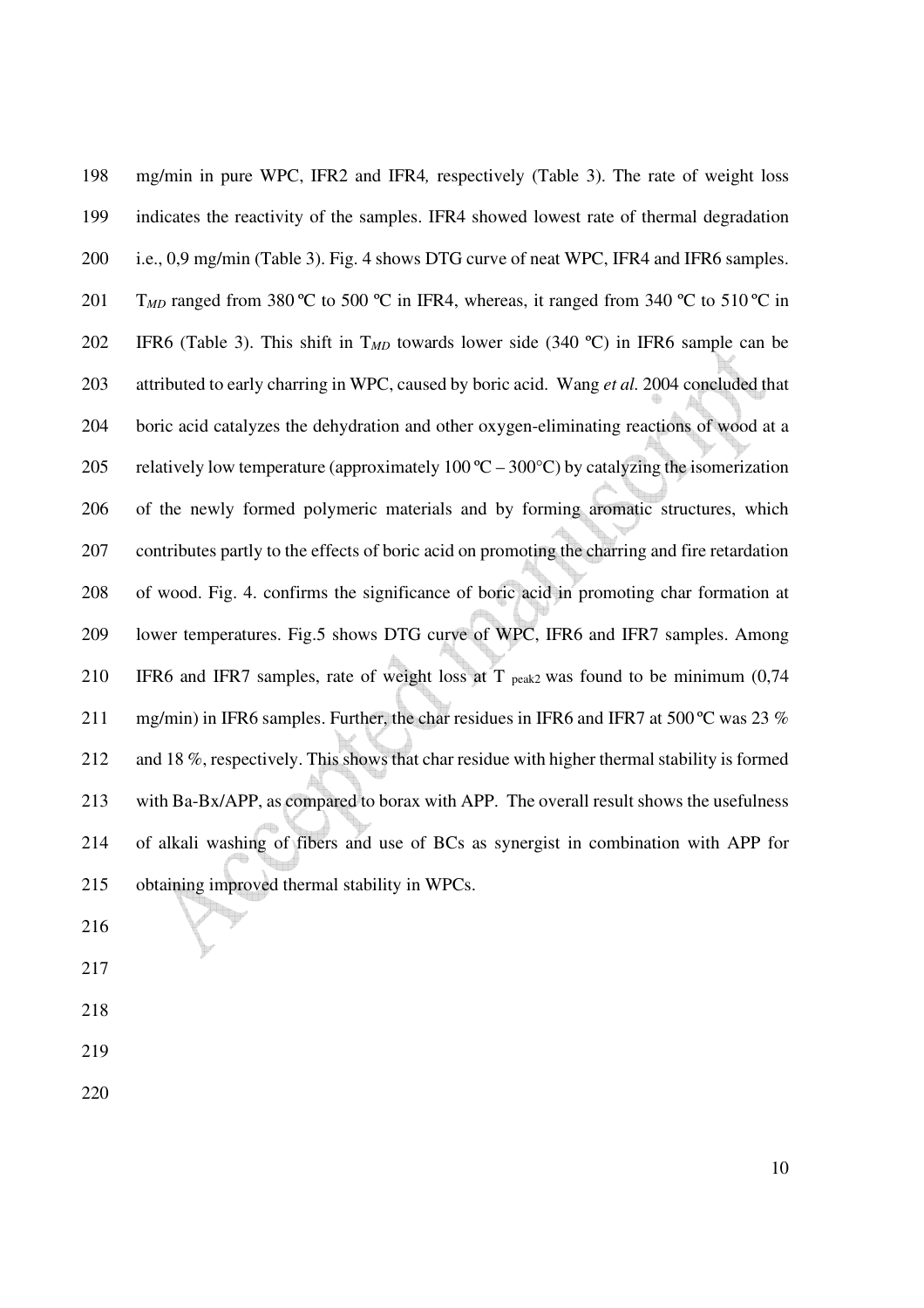mg/min in pure WPC, IFR2 and IFR4, respectively (Table 3). The rate of weight loss indicates the reactivity of the samples. IFR4 showed lowest rate of thermal degradation i.e., 0,9 mg/min (Table 3). Fig. 4 shows DTG curve of neat WPC, IFR4 and IFR6 samples. $T_{MD}$ ranged from 380 ºC to 500 ºC in IFR4, whereas, it ranged from 340 ºC to 510 ºC in IFR6 (Table 3). This shift in $T_{MD}$ towards lower side (340 ºC) in IFR6 sample can be attributed to early charring in WPC, caused by boric acid. Wang *et al.* 2004 concluded that boric acid catalyzes the dehydration and other oxygen-eliminating reactions of wood at a relatively low temperature (approximately 100 ºC – 300°C) by catalyzing the isomerization of the newly formed polymeric materials and by forming aromatic structures, which contributes partly to the effects of boric acid on promoting the charring and fire retardation of wood. Fig. 4. confirms the significance of boric acid in promoting char formation at lower temperatures. Fig.5 shows DTG curve of WPC, IFR6 and IFR7 samples. Among IFR6 and IFR7 samples, rate of weight loss at $T_{peak2}$ was found to be minimum (0,74 mg/min) in IFR6 samples. Further, the char residues in IFR6 and IFR7 at 500 ºC was 23 % and 18 %, respectively. This shows that char residue with higher thermal stability is formed with Ba-Bx/APP, as compared to borax with APP. The overall result shows the usefulness of alkali washing of fibers and use of BCs as synergist in combination with APP for obtaining improved thermal stability in WPCs.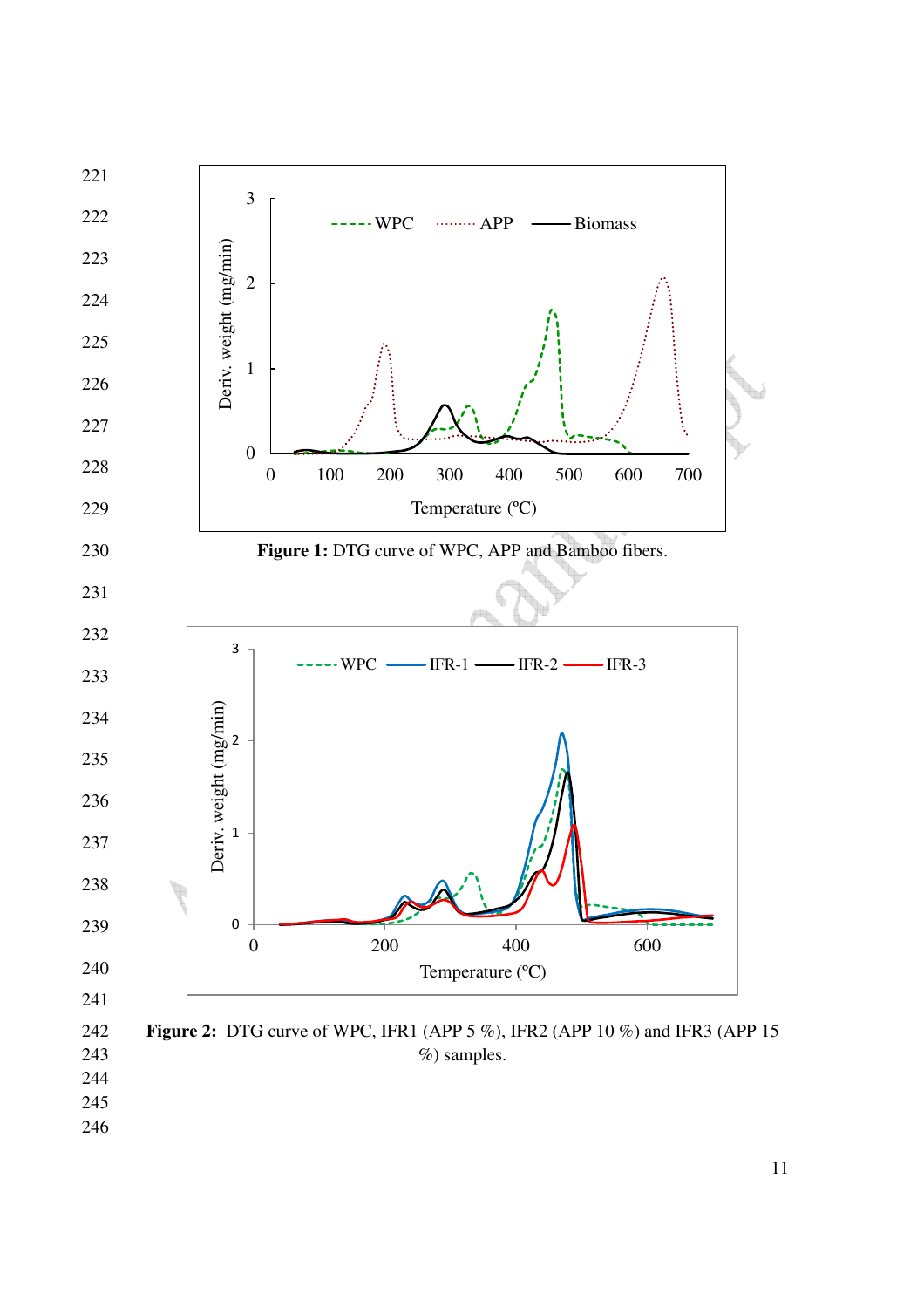**Figure 1:** DTG curve of WPC, APP and Bamboo fibers.

**Figure 2:** DTG curve of WPC, IFR1 (APP 5 %), IFR2 (APP 10 %) and IFR3 (APP 15 %) samples.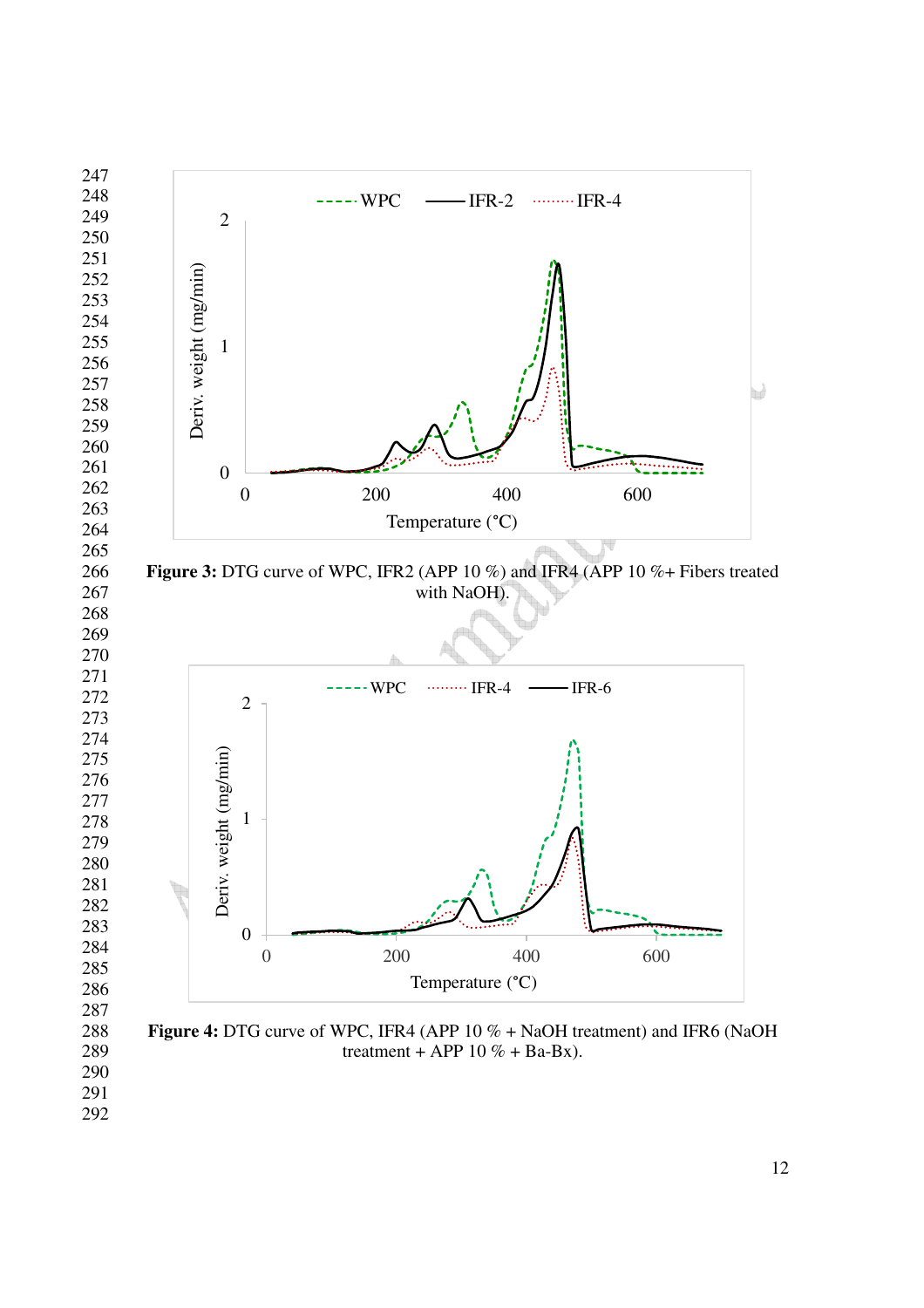**Figure 3:** DTG curve of WPC, IFR2 (APP 10 %) and IFR4 (APP 10 %+ Fibers treated with NaOH).

**Figure 4:** DTG curve of WPC, IFR4 (APP 10 % + NaOH treatment) and IFR6 (NaOH treatment + APP 10 % + Ba-Bx).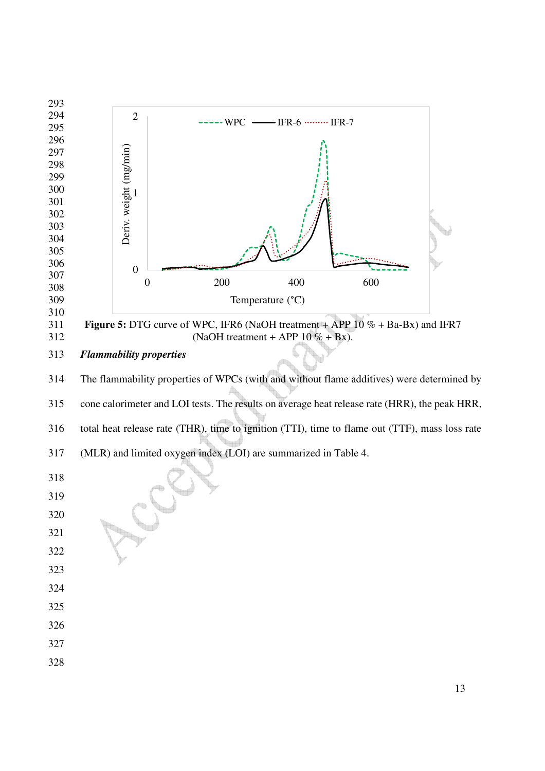**Figure 5:** DTG curve of WPC, IFR6 (NaOH treatment + APP 10 % + Ba-Bx) and IFR7 (NaOH treatment + APP 10 % + Bx).

***Flammability properties***

The flammability properties of WPCs (with and without flame additives) were determined by cone calorimeter and LOI tests. The results on average heat release rate (HRR), the peak HRR, total heat release rate (THR), time to ignition (TTI), time to flame out (TTF), mass loss rate (MLR) and limited oxygen index (LOI) are summarized in Table 4.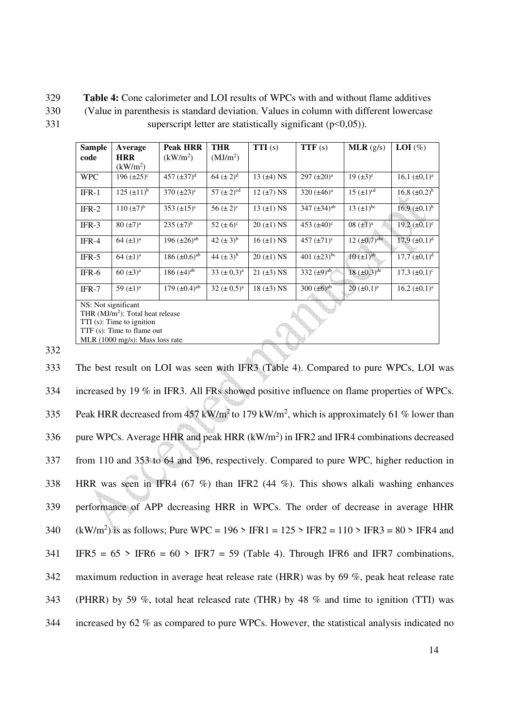**Table 4:** Cone calorimeter and LOI results of WPCs with and without flame additives (Value in parenthesis is standard deviation. Values in column with different lowercase superscript letter are statistically significant ($p<0,05$)).

| Sample code | Average HRR ($kW/m^2$) | Peak HRR ($kW/m^2$) | THR ($MJ/m^2$) | TTI (s) | TTF (s) | MLR (g/s) | LOI (%) |
|---|---|---|---|---|---|---|---|
| WPC | 196 (±25)$^{c}$ | 457 (±37)$^{d}$ | 64 (± 2)$^{d}$ | 13 (±4) NS | 297 (±20)$^{a}$ | 19 (±3)$^{e}$ | 16,1 (±0,1)$^{a}$ |
| IFR-1 | 125 (±11)$^{b}$ | 370 (±23)$^{c}$ | 57 (± 2)$^{cd}$ | 12 (±7) NS | 320 (±46)$^{a}$ | 15 (±1)$^{cd}$ | 16,8 (±0,2)$^{b}$ |
| IFR-2 | 110 (±7)$^{b}$ | 353 (±15)$^{c}$ | 56 (± 2)$^{c}$ | 13 (±1) NS | 347 (±34)$^{ab}$ | 13 (±1)$^{bc}$ | 16,9 (±0,1)$^{b}$ |
| IFR-3 | 80 (±7)$^{a}$ | 235 (±7)$^{b}$ | 52 (± 6)$^{c}$ | 20 (±1) NS | 453 (±40)$^{c}$ | 08 (±1)$^{a}$ | 19,2 (±0,1)$^{e}$ |
| IFR-4 | 64 (±1)$^{a}$ | 196 (±26)$^{ab}$ | 42 (± 3)$^{b}$ | 16 (±1) NS | 457 (±71)$^{c}$ | 12 (±0,7)$^{abc}$ | 17,9 (±0,1)$^{d}$ |
| IFR-5 | 64 (±1)$^{a}$ | 186 (±0,6)$^{ab}$ | 44 (± 3)$^{b}$ | 20 (±1) NS | 401 (±23)$^{bc}$ | 10 (±1)$^{ab}$ | 17,7 (±0,1)$^{d}$ |
| IFR-6 | 60 (±3)$^{a}$ | 186 (±4)$^{ab}$ | 33 (± 0,3)$^{a}$ | 21 (±3) NS | 332 (±9)$^{ab}$ | 18 (±0,3)$^{de}$ | 17,3 (±0,1)$^{c}$ |
| IFR-7 | 59 (±1)$^{a}$ | 179 (±0.4)$^{ab}$ | 32 (± 0,5)$^{a}$ | 18 (±3) NS | 300 (±6)$^{ab}$ | 20 (±0,1)$^{e}$ | 16,2 (±0,1)$^{a}$ |

NS: Not significant
THR ($MJ/m^2$): Total heat release
TTI (s): Time to ignition
TTF (s): Time to flame out
MLR (1000 mg/s): Mass loss rate

The best result on LOI was seen with IFR3 (Table 4). Compared to pure WPCs, LOI was increased by 19 % in IFR3. All FRs showed positive influence on flame properties of WPCs. Peak HRR decreased from 457 $kW/m^2$ to 179 $kW/m^2$, which is approximately 61 % lower than pure WPCs. Average HHR and peak HRR ($kW/m^2$) in IFR2 and IFR4 combinations decreased from 110 and 353 to 64 and 196, respectively. Compared to pure WPC, higher reduction in HRR was seen in IFR4 (67 %) than IFR2 (44 %). This shows alkali washing enhances performance of APP decreasing HRR in WPCs. The order of decrease in average HHR ($kW/m^2$) is as follows; Pure WPC = 196 > IFR1 = 125 > IFR2 = 110 > IFR3 = 80 > IFR4 and IFR5 = 65 > IFR6 = 60 > IFR7 = 59 (Table 4). Through IFR6 and IFR7 combinations, maximum reduction in average heat release rate (HRR) was by 69 %, peak heat release rate (PHRR) by 59 %, total heat released rate (THR) by 48 % and time to ignition (TTI) was increased by 62 % as compared to pure WPCs. However, the statistical analysis indicated no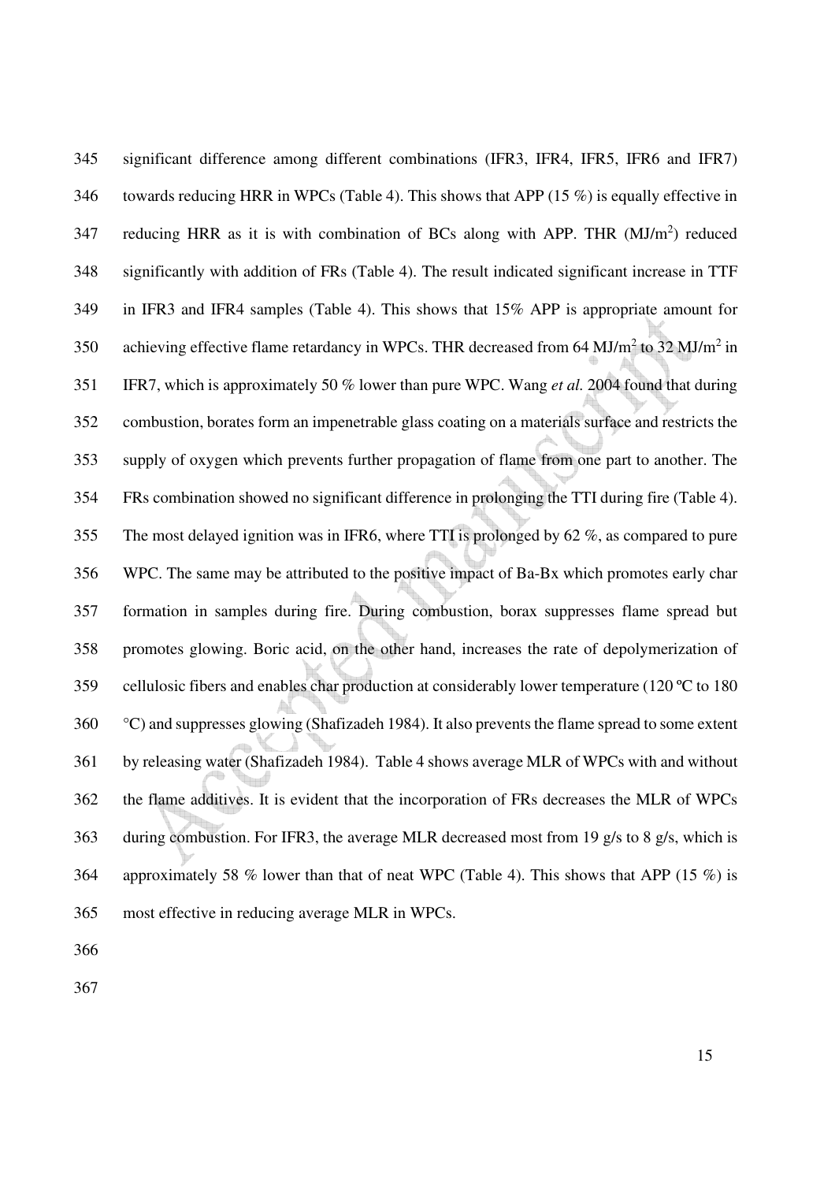significant difference among different combinations (IFR3, IFR4, IFR5, IFR6 and IFR7) towards reducing HRR in WPCs (Table 4). This shows that APP (15 %) is equally effective in reducing HRR as it is with combination of BCs along with APP. THR ($MJ/m^2$) reduced significantly with addition of FRs (Table 4). The result indicated significant increase in TTF in IFR3 and IFR4 samples (Table 4). This shows that 15% APP is appropriate amount for achieving effective flame retardancy in WPCs. THR decreased from 64 $MJ/m^2$ to 32 $MJ/m^2$ in IFR7, which is approximately 50 % lower than pure WPC. Wang *et al.* 2004 found that during combustion, borates form an impenetrable glass coating on a materials surface and restricts the supply of oxygen which prevents further propagation of flame from one part to another. The FRs combination showed no significant difference in prolonging the TTI during fire (Table 4). The most delayed ignition was in IFR6, where TTI is prolonged by 62 %, as compared to pure WPC. The same may be attributed to the positive impact of Ba-Bx which promotes early char formation in samples during fire. During combustion, borax suppresses flame spread but promotes glowing. Boric acid, on the other hand, increases the rate of depolymerization of cellulosic fibers and enables char production at considerably lower temperature (120 ºC to 180 °C) and suppresses glowing (Shafizadeh 1984). It also prevents the flame spread to some extent by releasing water (Shafizadeh 1984). Table 4 shows average MLR of WPCs with and without the flame additives. It is evident that the incorporation of FRs decreases the MLR of WPCs during combustion. For IFR3, the average MLR decreased most from 19 g/s to 8 g/s, which is approximately 58 % lower than that of neat WPC (Table 4). This shows that APP (15 %) is most effective in reducing average MLR in WPCs.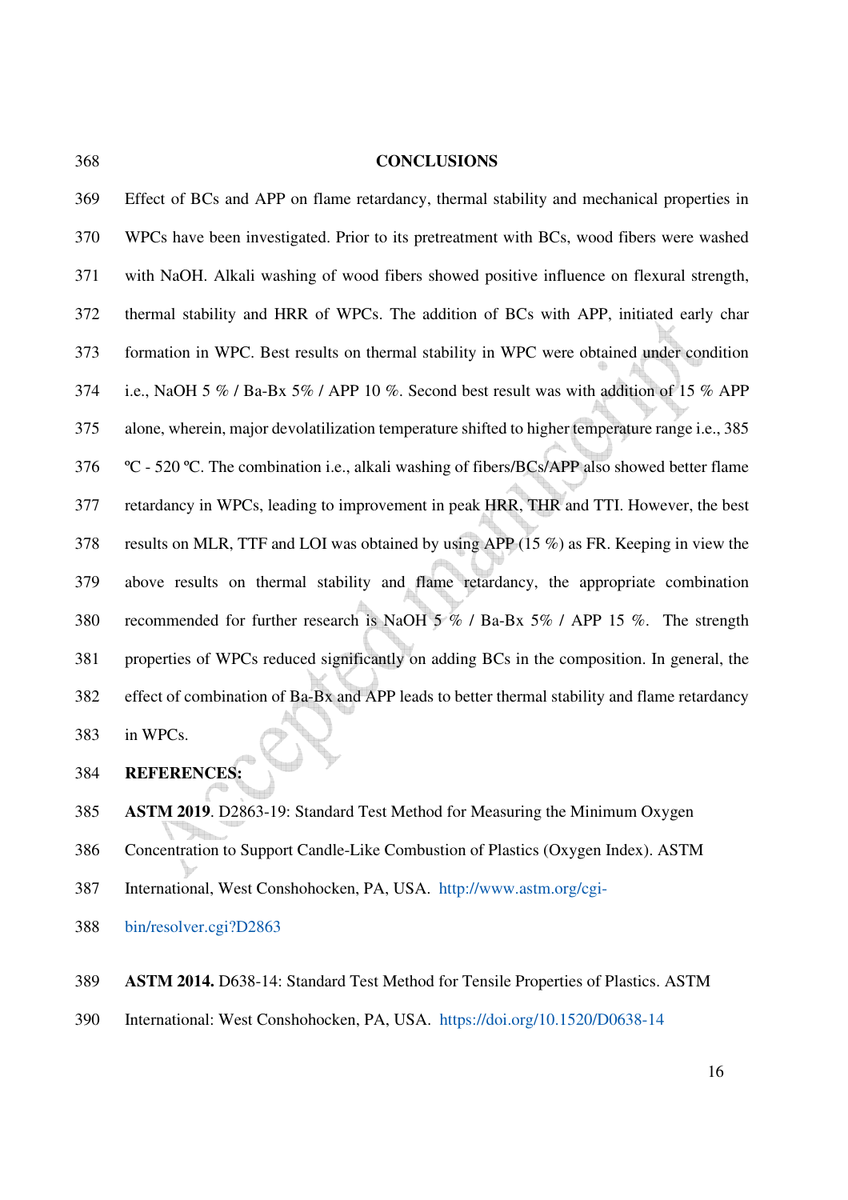## CONCLUSIONS

Effect of BCs and APP on flame retardancy, thermal stability and mechanical properties in WPCs have been investigated. Prior to its pretreatment with BCs, wood fibers were washed with NaOH. Alkali washing of wood fibers showed positive influence on flexural strength, thermal stability and HRR of WPCs. The addition of BCs with APP, initiated early char formation in WPC. Best results on thermal stability in WPC were obtained under condition i.e., NaOH 5 % / Ba-Bx 5% / APP 10 %. Second best result was with addition of 15 % APP alone, wherein, major devolatilization temperature shifted to higher temperature range i.e., 385 ºC - 520 ºC. The combination i.e., alkali washing of fibers/BCs/APP also showed better flame retardancy in WPCs, leading to improvement in peak HRR, THR and TTI. However, the best results on MLR, TTF and LOI was obtained by using APP (15 %) as FR. Keeping in view the above results on thermal stability and flame retardancy, the appropriate combination recommended for further research is NaOH 5 % / Ba-Bx 5% / APP 15 %. The strength properties of WPCs reduced significantly on adding BCs in the composition. In general, the effect of combination of Ba-Bx and APP leads to better thermal stability and flame retardancy in WPCs.

**REFERENCES:**

**ASTM 2019**. D2863-19: Standard Test Method for Measuring the Minimum Oxygen Concentration to Support Candle-Like Combustion of Plastics (Oxygen Index). ASTM International, West Conshohocken, PA, USA. http://www.astm.org/cgi-bin/resolver.cgi?D2863

**ASTM 2014.** D638-14: Standard Test Method for Tensile Properties of Plastics. ASTM International: West Conshohocken, PA, USA. https://doi.org/10.1520/D0638-14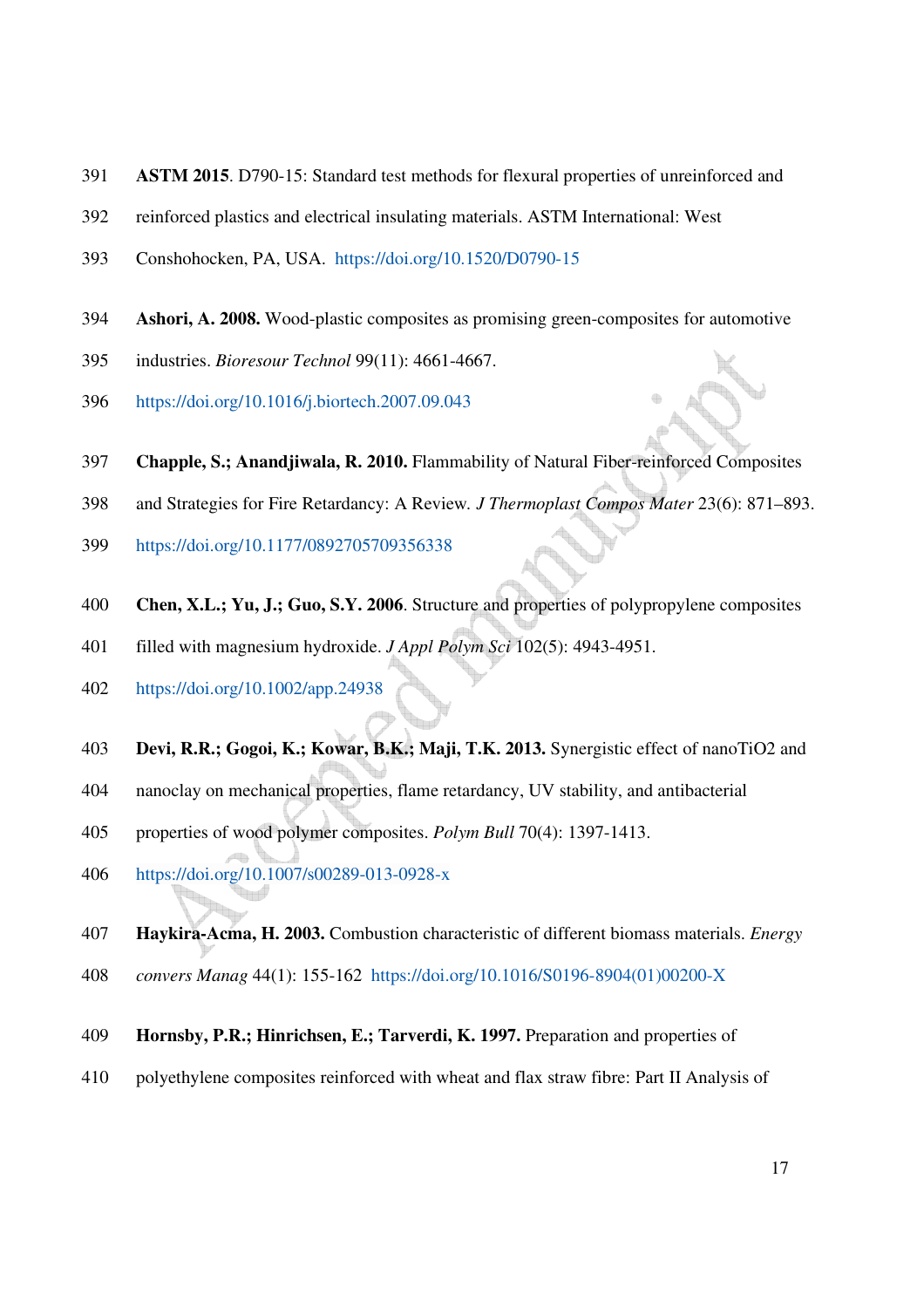**ASTM 2015**. D790-15: Standard test methods for flexural properties of unreinforced and reinforced plastics and electrical insulating materials. ASTM International: West Conshohocken, PA, USA. https://doi.org/10.1520/D0790-15

**Ashori, A. 2008.** Wood-plastic composites as promising green-composites for automotive industries. *Bioresour Technol* 99(11): 4661-4667. https://doi.org/10.1016/j.biortech.2007.09.043

**Chapple, S.; Anandjiwala, R. 2010.** Flammability of Natural Fiber-reinforced Composites and Strategies for Fire Retardancy: A Review. *J Thermoplast Compos Mater* 23(6): 871–893. https://doi.org/10.1177/0892705709356338

**Chen, X.L.; Yu, J.; Guo, S.Y. 2006**. Structure and properties of polypropylene composites filled with magnesium hydroxide. *J Appl Polym Sci* 102(5): 4943-4951. https://doi.org/10.1002/app.24938

**Devi, R.R.; Gogoi, K.; Kowar, B.K.; Maji, T.K. 2013.** Synergistic effect of nanoTiO2 and nanoclay on mechanical properties, flame retardancy, UV stability, and antibacterial properties of wood polymer composites. *Polym Bull* 70(4): 1397-1413. https://doi.org/10.1007/s00289-013-0928-x

**Haykira-Acma, H. 2003.** Combustion characteristic of different biomass materials. *Energy convers Manag* 44(1): 155-162 https://doi.org/10.1016/S0196-8904(01)00200-X

**Hornsby, P.R.; Hinrichsen, E.; Tarverdi, K. 1997.** Preparation and properties of polyethylene composites reinforced with wheat and flax straw fibre: Part II Analysis of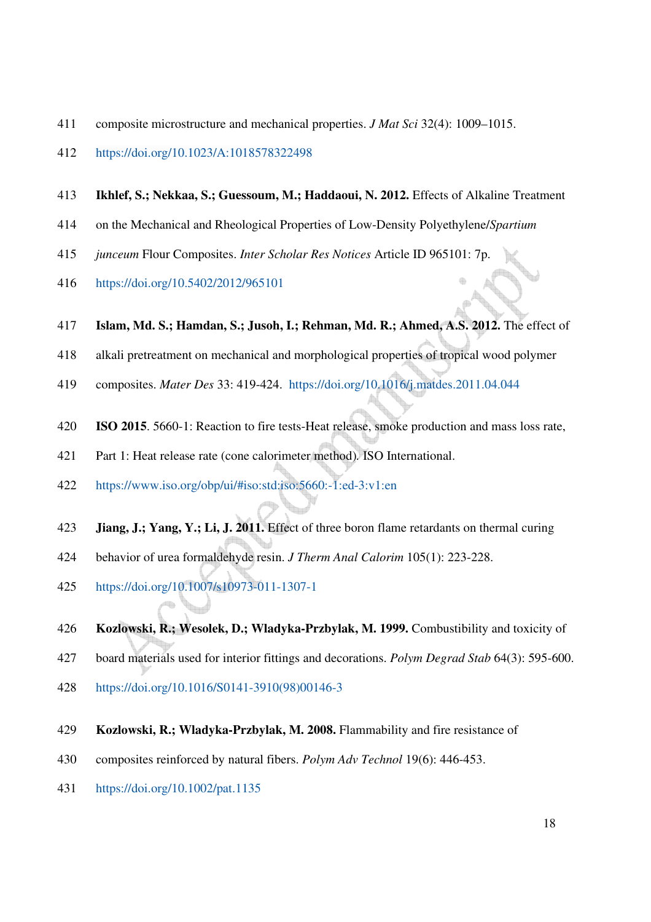composite microstructure and mechanical properties. *J Mat Sci* 32(4): 1009–1015. https://doi.org/10.1023/A:1018578322498

**Ikhlef, S.; Nekkaa, S.; Guessoum, M.; Haddaoui, N. 2012.** Effects of Alkaline Treatment on the Mechanical and Rheological Properties of Low-Density Polyethylene/*Spartium junceum* Flour Composites. *Inter Scholar Res Notices* Article ID 965101: 7p. https://doi.org/10.5402/2012/965101

**Islam, Md. S.; Hamdan, S.; Jusoh, I.; Rehman, Md. R.; Ahmed, A.S. 2012.** The effect of alkali pretreatment on mechanical and morphological properties of tropical wood polymer composites. *Mater Des* 33: 419-424. https://doi.org/10.1016/j.matdes.2011.04.044

**ISO 2015**. 5660-1: Reaction to fire tests-Heat release, smoke production and mass loss rate, Part 1: Heat release rate (cone calorimeter method). ISO International. https://www.iso.org/obp/ui/#iso:std:iso:5660:-1:ed-3:v1:en

**Jiang, J.; Yang, Y.; Li, J. 2011.** Effect of three boron flame retardants on thermal curing behavior of urea formaldehyde resin. *J Therm Anal Calorim* 105(1): 223-228. https://doi.org/10.1007/s10973-011-1307-1

**Kozlowski, R.; Wesolek, D.; Wladyka-Przbylak, M. 1999.** Combustibility and toxicity of board materials used for interior fittings and decorations. *Polym Degrad Stab* 64(3): 595-600. https://doi.org/10.1016/S0141-3910(98)00146-3

**Kozlowski, R.; Wladyka-Przbylak, M. 2008.** Flammability and fire resistance of composites reinforced by natural fibers. *Polym Adv Technol* 19(6): 446-453. https://doi.org/10.1002/pat.1135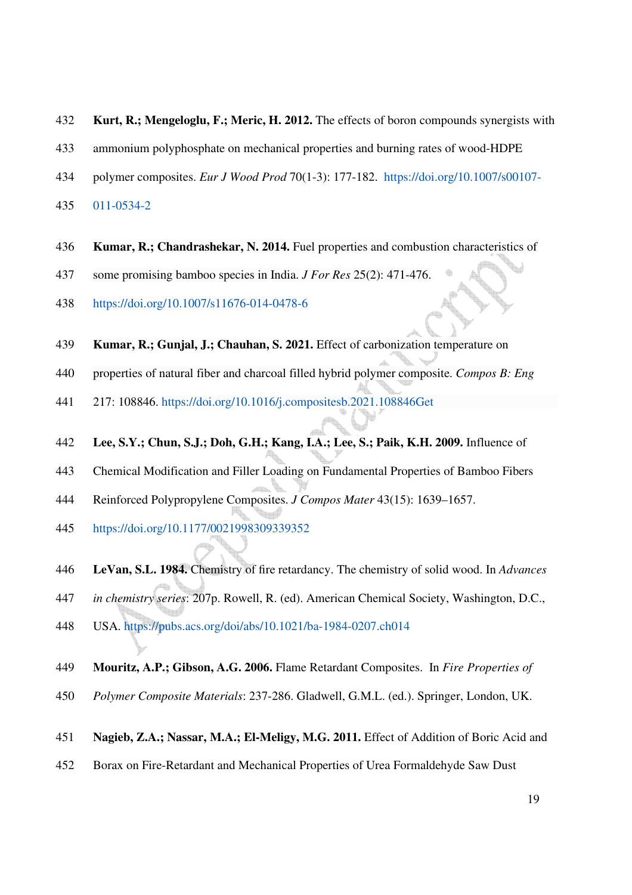**Kurt, R.; Mengeloglu, F.; Meric, H. 2012.** The effects of boron compounds synergists with ammonium polyphosphate on mechanical properties and burning rates of wood-HDPE polymer composites. *Eur J Wood Prod* 70(1-3): 177-182. https://doi.org/10.1007/s00107-011-0534-2

**Kumar, R.; Chandrashekar, N. 2014.** Fuel properties and combustion characteristics of some promising bamboo species in India. *J For Res* 25(2): 471-476. https://doi.org/10.1007/s11676-014-0478-6

**Kumar, R.; Gunjal, J.; Chauhan, S. 2021.** Effect of carbonization temperature on properties of natural fiber and charcoal filled hybrid polymer composite. *Compos B: Eng* 217: 108846. https://doi.org/10.1016/j.compositesb.2021.108846Get

**Lee, S.Y.; Chun, S.J.; Doh, G.H.; Kang, I.A.; Lee, S.; Paik, K.H. 2009.** Influence of Chemical Modification and Filler Loading on Fundamental Properties of Bamboo Fibers Reinforced Polypropylene Composites. *J Compos Mater* 43(15): 1639–1657. https://doi.org/10.1177/0021998309339352

**LeVan, S.L. 1984.** Chemistry of fire retardancy. The chemistry of solid wood. In *Advances in chemistry series*: 207p. Rowell, R. (ed). American Chemical Society, Washington, D.C., USA. https://pubs.acs.org/doi/abs/10.1021/ba-1984-0207.ch014

**Mouritz, A.P.; Gibson, A.G. 2006.** Flame Retardant Composites. In *Fire Properties of Polymer Composite Materials*: 237-286. Gladwell, G.M.L. (ed.). Springer, London, UK.

**Nagieb, Z.A.; Nassar, M.A.; El-Meligy, M.G. 2011.** Effect of Addition of Boric Acid and Borax on Fire-Retardant and Mechanical Properties of Urea Formaldehyde Saw Dust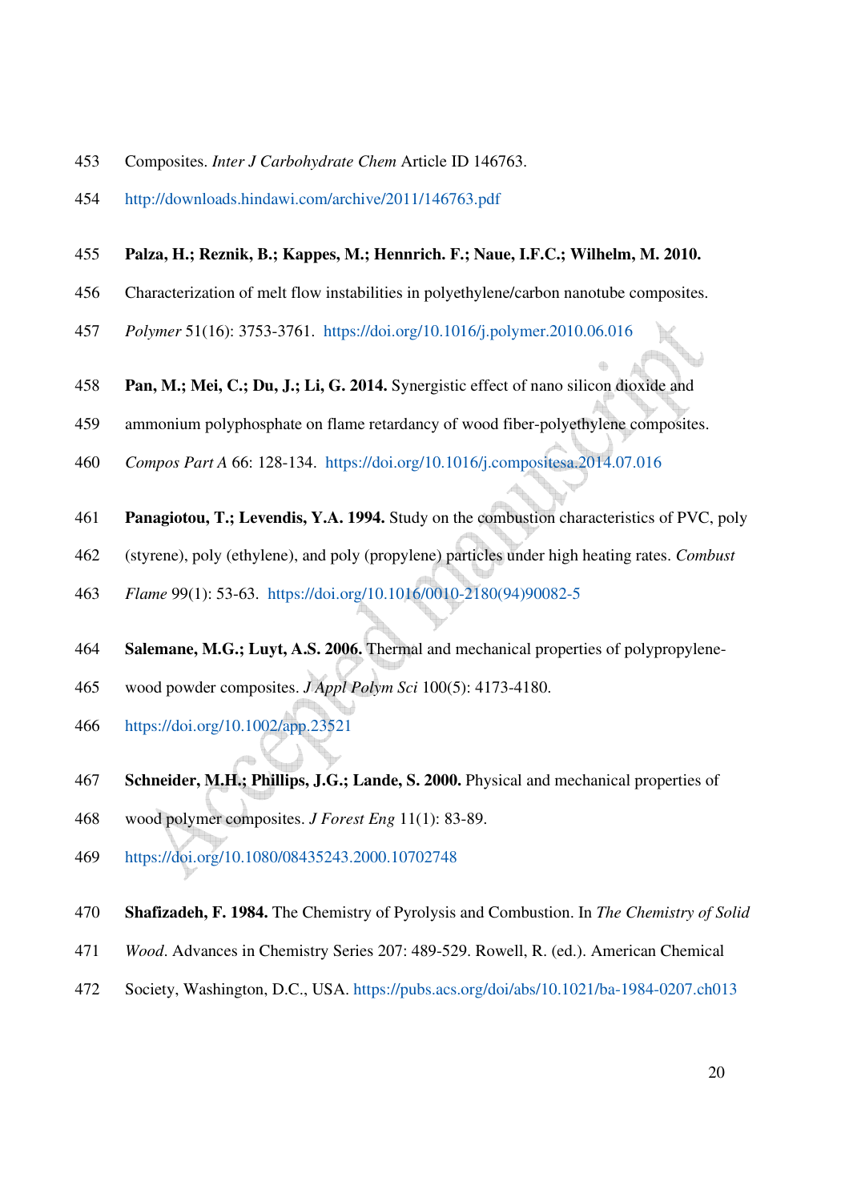Composites. *Inter J Carbohydrate Chem* Article ID 146763.
http://downloads.hindawi.com/archive/2011/146763.pdf

**Palza, H.; Reznik, B.; Kappes, M.; Hennrich. F.; Naue, I.F.C.; Wilhelm, M. 2010.** Characterization of melt flow instabilities in polyethylene/carbon nanotube composites. *Polymer* 51(16): 3753-3761. https://doi.org/10.1016/j.polymer.2010.06.016

**Pan, M.; Mei, C.; Du, J.; Li, G. 2014.** Synergistic effect of nano silicon dioxide and ammonium polyphosphate on flame retardancy of wood fiber-polyethylene composites. *Compos Part A* 66: 128-134. https://doi.org/10.1016/j.compositesa.2014.07.016

**Panagiotou, T.; Levendis, Y.A. 1994.** Study on the combustion characteristics of PVC, poly (styrene), poly (ethylene), and poly (propylene) particles under high heating rates. *Combust Flame* 99(1): 53-63. https://doi.org/10.1016/0010-2180(94)90082-5

**Salemane, M.G.; Luyt, A.S. 2006.** Thermal and mechanical properties of polypropylene-wood powder composites. *J Appl Polym Sci* 100(5): 4173-4180.
https://doi.org/10.1002/app.23521

**Schneider, M.H.; Phillips, J.G.; Lande, S. 2000.** Physical and mechanical properties of wood polymer composites. *J Forest Eng* 11(1): 83-89.
https://doi.org/10.1080/08435243.2000.10702748

**Shafizadeh, F. 1984.** The Chemistry of Pyrolysis and Combustion. In *The Chemistry of Solid Wood*. Advances in Chemistry Series 207: 489-529. Rowell, R. (ed.). American Chemical Society, Washington, D.C., USA. https://pubs.acs.org/doi/abs/10.1021/ba-1984-0207.ch013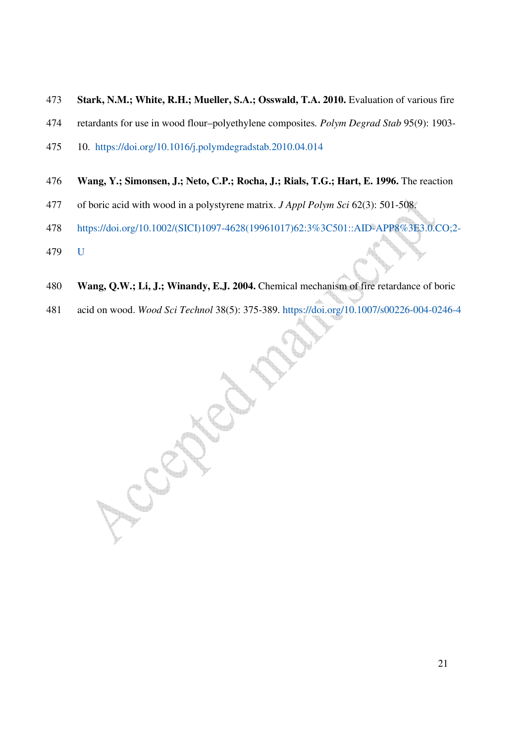**Stark, N.M.; White, R.H.; Mueller, S.A.; Osswald, T.A. 2010.** Evaluation of various fire retardants for use in wood flour–polyethylene composites. *Polym Degrad Stab* 95(9): 1903-10. https://doi.org/10.1016/j.polymdegradstab.2010.04.014

**Wang, Y.; Simonsen, J.; Neto, C.P.; Rocha, J.; Rials, T.G.; Hart, E. 1996.** The reaction of boric acid with wood in a polystyrene matrix. *J Appl Polym Sci* 62(3): 501-508. https://doi.org/10.1002/(SICI)1097-4628(19961017)62:3%3C501::AID-APP8%3E3.0.CO;2-U

**Wang, Q.W.; Li, J.; Winandy, E.J. 2004.** Chemical mechanism of fire retardance of boric acid on wood. *Wood Sci Technol* 38(5): 375-389. https://doi.org/10.1007/s00226-004-0246-4